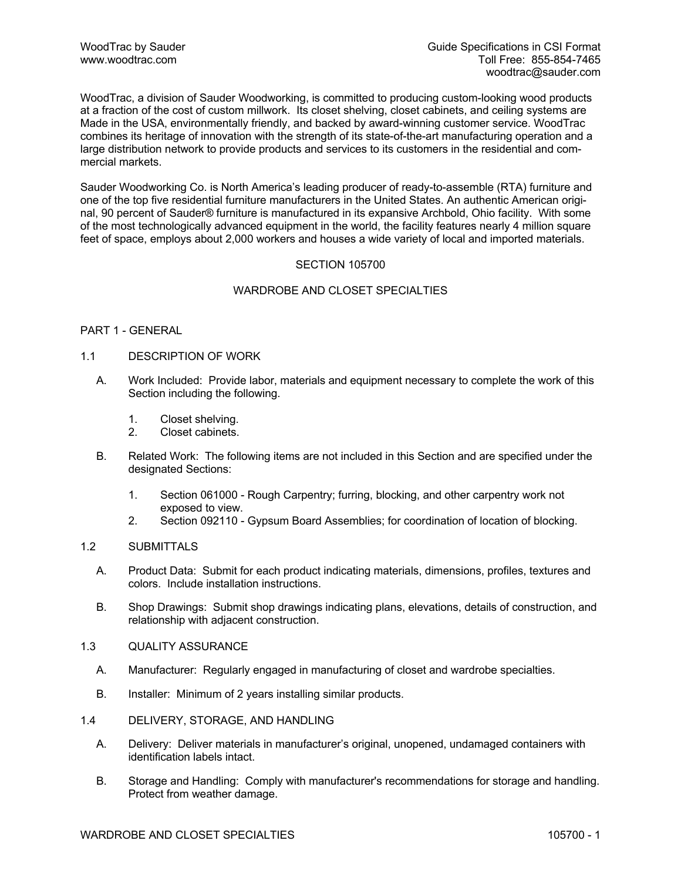WoodTrac by Sauder
www.woodtrac.com

Guide Specifications in CSI Format
Toll Free: 855-854-7465
woodtrac@sauder.com

WoodTrac, a division of Sauder Woodworking, is committed to producing custom-looking wood products at a fraction of the cost of custom millwork. Its closet shelving, closet cabinets, and ceiling systems are Made in the USA, environmentally friendly, and backed by award-winning customer service. WoodTrac combines its heritage of innovation with the strength of its state-of-the-art manufacturing operation and a large distribution network to provide products and services to its customers in the residential and commercial markets.

Sauder Woodworking Co. is North America's leading producer of ready-to-assemble (RTA) furniture and one of the top five residential furniture manufacturers in the United States. An authentic American original, 90 percent of Sauder® furniture is manufactured in its expansive Archbold, Ohio facility. With some of the most technologically advanced equipment in the world, the facility features nearly 4 million square feet of space, employs about 2,000 workers and houses a wide variety of local and imported materials.

# SECTION 105700

# WARDROBE AND CLOSET SPECIALTIES

## PART 1 - GENERAL

### 1.1 DESCRIPTION OF WORK

A. Work Included: Provide labor, materials and equipment necessary to complete the work of this Section including the following.

1. Closet shelving.
2. Closet cabinets.

B. Related Work: The following items are not included in this Section and are specified under the designated Sections:

1. Section 061000 - Rough Carpentry; furring, blocking, and other carpentry work not exposed to view.
2. Section 092110 - Gypsum Board Assemblies; for coordination of location of blocking.

### 1.2 SUBMITTALS

A. Product Data: Submit for each product indicating materials, dimensions, profiles, textures and colors. Include installation instructions.

B. Shop Drawings: Submit shop drawings indicating plans, elevations, details of construction, and relationship with adjacent construction.

### 1.3 QUALITY ASSURANCE

A. Manufacturer: Regularly engaged in manufacturing of closet and wardrobe specialties.

B. Installer: Minimum of 2 years installing similar products.

### 1.4 DELIVERY, STORAGE, AND HANDLING

A. Delivery: Deliver materials in manufacturer's original, unopened, undamaged containers with identification labels intact.

B. Storage and Handling: Comply with manufacturer's recommendations for storage and handling. Protect from weather damage.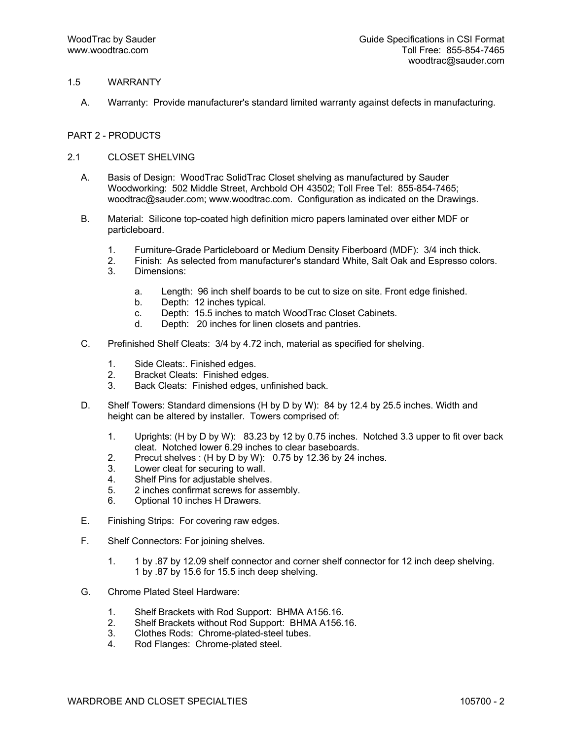1.5 WARRANTY

A. Warranty: Provide manufacturer's standard limited warranty against defects in manufacturing.

PART 2 - PRODUCTS

2.1 CLOSET SHELVING

A. Basis of Design: WoodTrac SolidTrac Closet shelving as manufactured by Sauder Woodworking: 502 Middle Street, Archbold OH 43502; Toll Free Tel: 855-854-7465; woodtrac@sauder.com; www.woodtrac.com. Configuration as indicated on the Drawings.

B. Material: Silicone top-coated high definition micro papers laminated over either MDF or particleboard.

   1. Furniture-Grade Particleboard or Medium Density Fiberboard (MDF): 3/4 inch thick.
   2. Finish: As selected from manufacturer's standard White, Salt Oak and Espresso colors.
   3. Dimensions:

      a. Length: 96 inch shelf boards to be cut to size on site. Front edge finished.
      b. Depth: 12 inches typical.
      c. Depth: 15.5 inches to match WoodTrac Closet Cabinets.
      d. Depth: 20 inches for linen closets and pantries.

C. Prefinished Shelf Cleats: 3/4 by 4.72 inch, material as specified for shelving.

   1. Side Cleats:. Finished edges.
   2. Bracket Cleats: Finished edges.
   3. Back Cleats: Finished edges, unfinished back.

D. Shelf Towers: Standard dimensions (H by D by W): 84 by 12.4 by 25.5 inches. Width and height can be altered by installer. Towers comprised of:

   1. Uprights: (H by D by W): 83.23 by 12 by 0.75 inches. Notched 3.3 upper to fit over back cleat. Notched lower 6.29 inches to clear baseboards.
   2. Precut shelves : (H by D by W): 0.75 by 12.36 by 24 inches.
   3. Lower cleat for securing to wall.
   4. Shelf Pins for adjustable shelves.
   5. 2 inches confirmat screws for assembly.
   6. Optional 10 inches H Drawers.

E. Finishing Strips: For covering raw edges.

F. Shelf Connectors: For joining shelves.

   1. 1 by .87 by 12.09 shelf connector and corner shelf connector for 12 inch deep shelving. 1 by .87 by 15.6 for 15.5 inch deep shelving.

G. Chrome Plated Steel Hardware:

   1. Shelf Brackets with Rod Support: BHMA A156.16.
   2. Shelf Brackets without Rod Support: BHMA A156.16.
   3. Clothes Rods: Chrome-plated-steel tubes.
   4. Rod Flanges: Chrome-plated steel.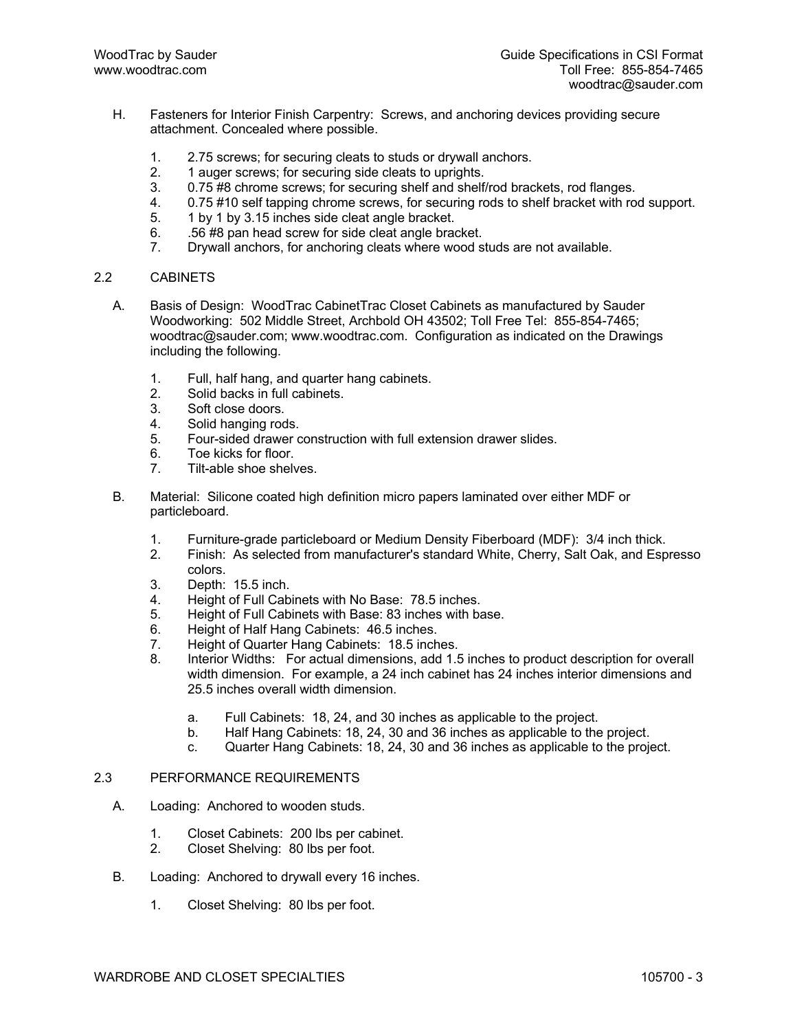H. Fasteners for Interior Finish Carpentry: Screws, and anchoring devices providing secure attachment. Concealed where possible.

1. 2.75 screws; for securing cleats to studs or drywall anchors.
2. 1 auger screws; for securing side cleats to uprights.
3. 0.75 #8 chrome screws; for securing shelf and shelf/rod brackets, rod flanges.
4. 0.75 #10 self tapping chrome screws, for securing rods to shelf bracket with rod support.
5. 1 by 1 by 3.15 inches side cleat angle bracket.
6. .56 #8 pan head screw for side cleat angle bracket.
7. Drywall anchors, for anchoring cleats where wood studs are not available.

## 2.2 CABINETS

A. Basis of Design: WoodTrac CabinetTrac Closet Cabinets as manufactured by Sauder Woodworking: 502 Middle Street, Archbold OH 43502; Toll Free Tel: 855-854-7465; woodtrac@sauder.com; www.woodtrac.com. Configuration as indicated on the Drawings including the following.

1. Full, half hang, and quarter hang cabinets.
2. Solid backs in full cabinets.
3. Soft close doors.
4. Solid hanging rods.
5. Four-sided drawer construction with full extension drawer slides.
6. Toe kicks for floor.
7. Tilt-able shoe shelves.

B. Material: Silicone coated high definition micro papers laminated over either MDF or particleboard.

1. Furniture-grade particleboard or Medium Density Fiberboard (MDF): 3/4 inch thick.
2. Finish: As selected from manufacturer's standard White, Cherry, Salt Oak, and Espresso colors.
3. Depth: 15.5 inch.
4. Height of Full Cabinets with No Base: 78.5 inches.
5. Height of Full Cabinets with Base: 83 inches with base.
6. Height of Half Hang Cabinets: 46.5 inches.
7. Height of Quarter Hang Cabinets: 18.5 inches.
8. Interior Widths: For actual dimensions, add 1.5 inches to product description for overall width dimension. For example, a 24 inch cabinet has 24 inches interior dimensions and 25.5 inches overall width dimension.
   a. Full Cabinets: 18, 24, and 30 inches as applicable to the project.
   b. Half Hang Cabinets: 18, 24, 30 and 36 inches as applicable to the project.
   c. Quarter Hang Cabinets: 18, 24, 30 and 36 inches as applicable to the project.

## 2.3 PERFORMANCE REQUIREMENTS

A. Loading: Anchored to wooden studs.

1. Closet Cabinets: 200 lbs per cabinet.
2. Closet Shelving: 80 lbs per foot.

B. Loading: Anchored to drywall every 16 inches.

1. Closet Shelving: 80 lbs per foot.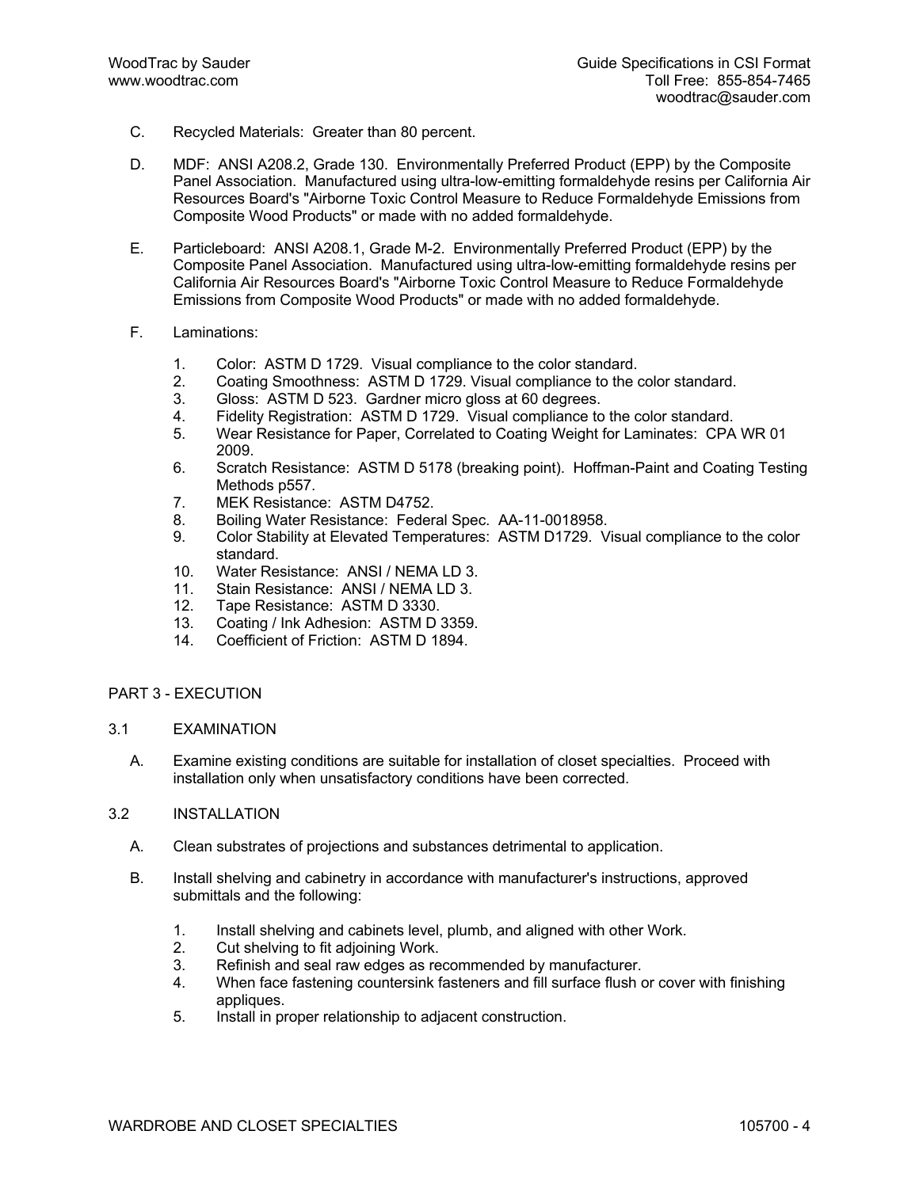C. Recycled Materials: Greater than 80 percent.

D. MDF: ANSI A208.2, Grade 130. Environmentally Preferred Product (EPP) by the Composite Panel Association. Manufactured using ultra-low-emitting formaldehyde resins per California Air Resources Board's "Airborne Toxic Control Measure to Reduce Formaldehyde Emissions from Composite Wood Products" or made with no added formaldehyde.

E. Particleboard: ANSI A208.1, Grade M-2. Environmentally Preferred Product (EPP) by the Composite Panel Association. Manufactured using ultra-low-emitting formaldehyde resins per California Air Resources Board's "Airborne Toxic Control Measure to Reduce Formaldehyde Emissions from Composite Wood Products" or made with no added formaldehyde.

F. Laminations:

1. Color: ASTM D 1729. Visual compliance to the color standard.
2. Coating Smoothness: ASTM D 1729. Visual compliance to the color standard.
3. Gloss: ASTM D 523. Gardner micro gloss at 60 degrees.
4. Fidelity Registration: ASTM D 1729. Visual compliance to the color standard.
5. Wear Resistance for Paper, Correlated to Coating Weight for Laminates: CPA WR 01 2009.
6. Scratch Resistance: ASTM D 5178 (breaking point). Hoffman-Paint and Coating Testing Methods p557.
7. MEK Resistance: ASTM D4752.
8. Boiling Water Resistance: Federal Spec. AA-11-0018958.
9. Color Stability at Elevated Temperatures: ASTM D1729. Visual compliance to the color standard.
10. Water Resistance: ANSI / NEMA LD 3.
11. Stain Resistance: ANSI / NEMA LD 3.
12. Tape Resistance: ASTM D 3330.
13. Coating / Ink Adhesion: ASTM D 3359.
14. Coefficient of Friction: ASTM D 1894.

## PART 3 - EXECUTION

### 3.1 EXAMINATION

A. Examine existing conditions are suitable for installation of closet specialties. Proceed with installation only when unsatisfactory conditions have been corrected.

### 3.2 INSTALLATION

A. Clean substrates of projections and substances detrimental to application.

B. Install shelving and cabinetry in accordance with manufacturer's instructions, approved submittals and the following:

1. Install shelving and cabinets level, plumb, and aligned with other Work.
2. Cut shelving to fit adjoining Work.
3. Refinish and seal raw edges as recommended by manufacturer.
4. When face fastening countersink fasteners and fill surface flush or cover with finishing appliques.
5. Install in proper relationship to adjacent construction.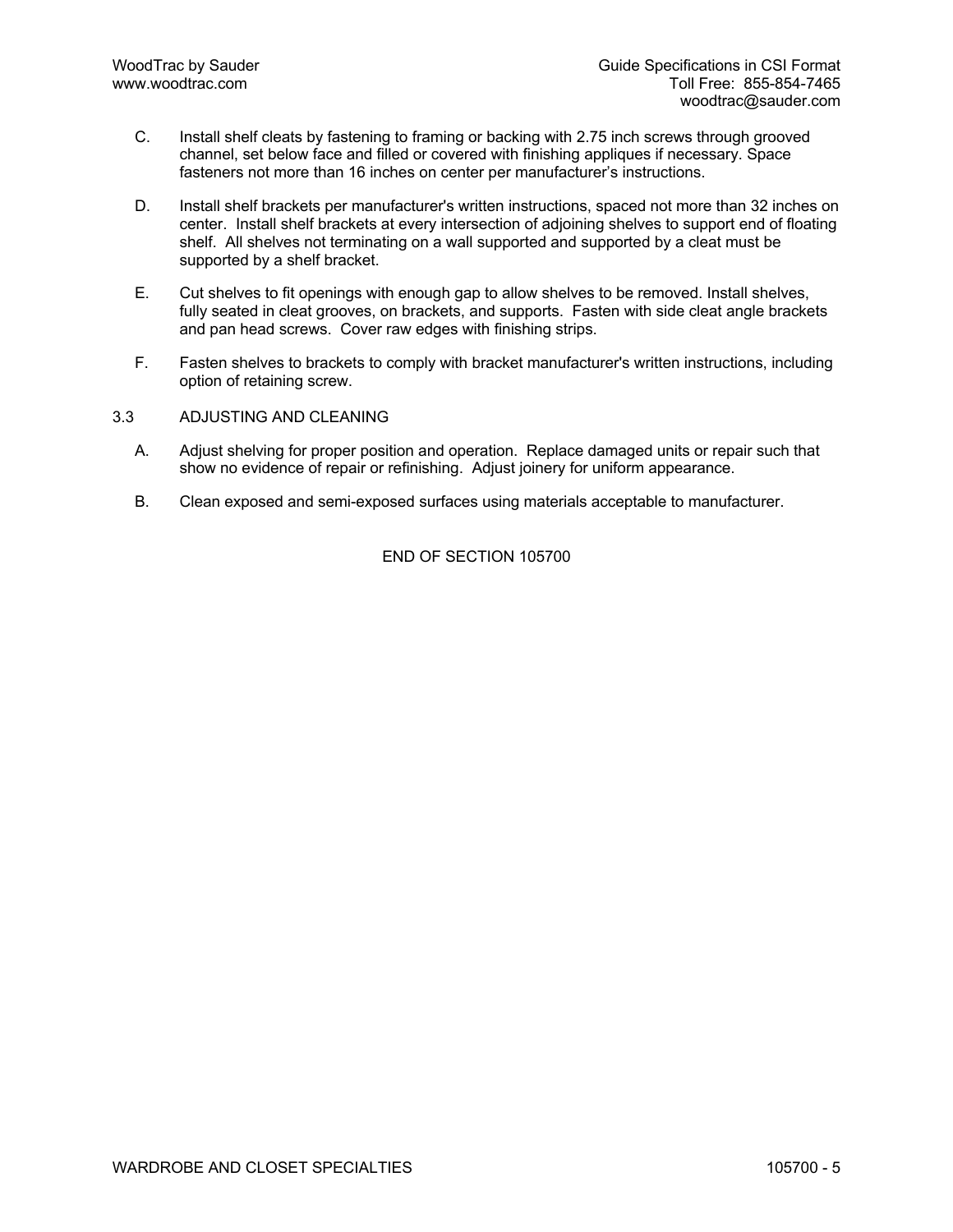C. Install shelf cleats by fastening to framing or backing with 2.75 inch screws through grooved channel, set below face and filled or covered with finishing appliques if necessary. Space fasteners not more than 16 inches on center per manufacturer's instructions.

D. Install shelf brackets per manufacturer's written instructions, spaced not more than 32 inches on center. Install shelf brackets at every intersection of adjoining shelves to support end of floating shelf. All shelves not terminating on a wall supported and supported by a cleat must be supported by a shelf bracket.

E. Cut shelves to fit openings with enough gap to allow shelves to be removed. Install shelves, fully seated in cleat grooves, on brackets, and supports. Fasten with side cleat angle brackets and pan head screws. Cover raw edges with finishing strips.

F. Fasten shelves to brackets to comply with bracket manufacturer's written instructions, including option of retaining screw.

## 3.3 ADJUSTING AND CLEANING

A. Adjust shelving for proper position and operation. Replace damaged units or repair such that show no evidence of repair or refinishing. Adjust joinery for uniform appearance.

B. Clean exposed and semi-exposed surfaces using materials acceptable to manufacturer.

END OF SECTION 105700